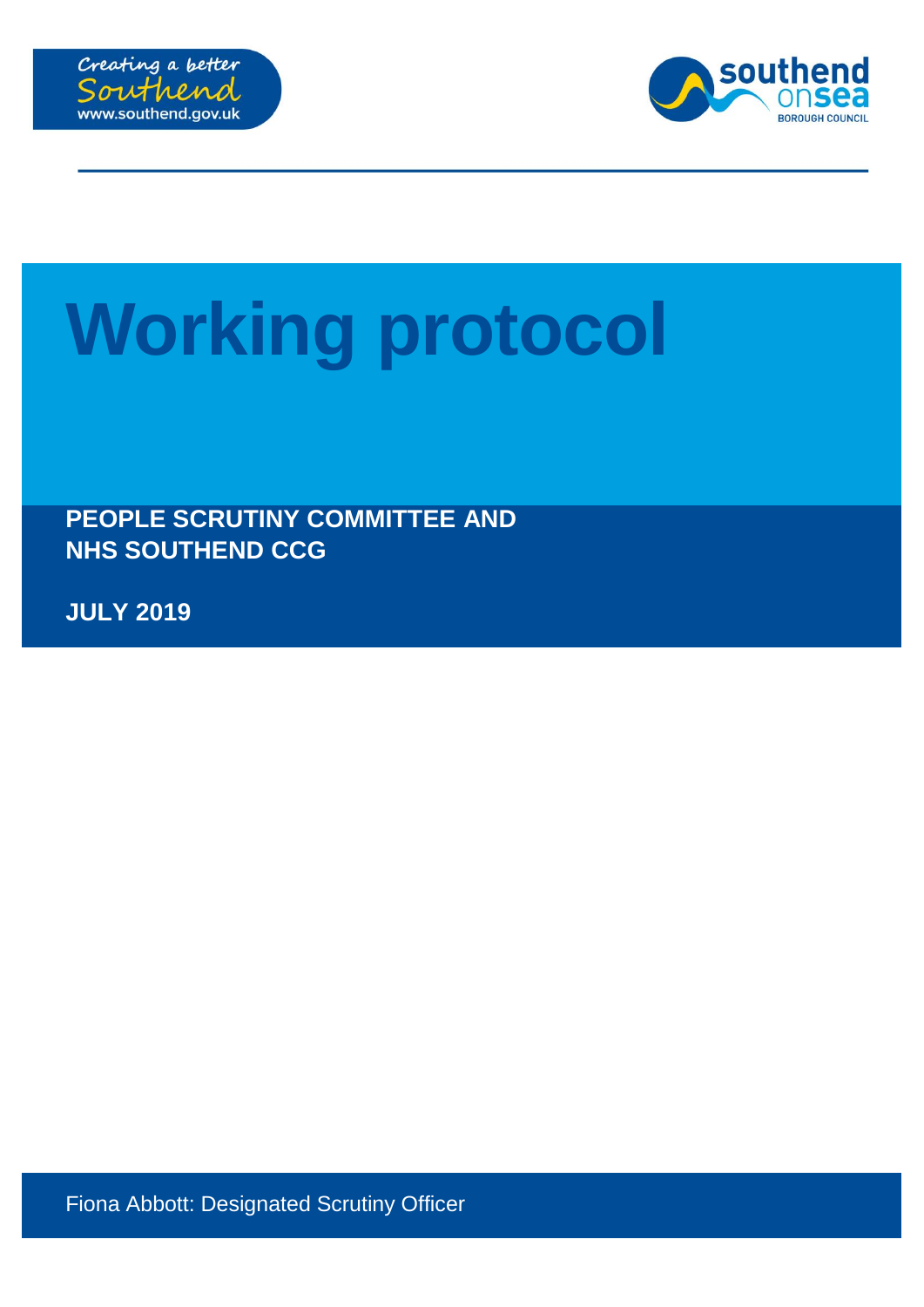Creating a better Southend
www.southend.gov.uk

southend on sea
BOROUGH COUNCIL

# Working protocol

**PEOPLE SCRUTINY COMMITTEE AND NHS SOUTHEND CCG**

**JULY 2019**

Fiona Abbott: Designated Scrutiny Officer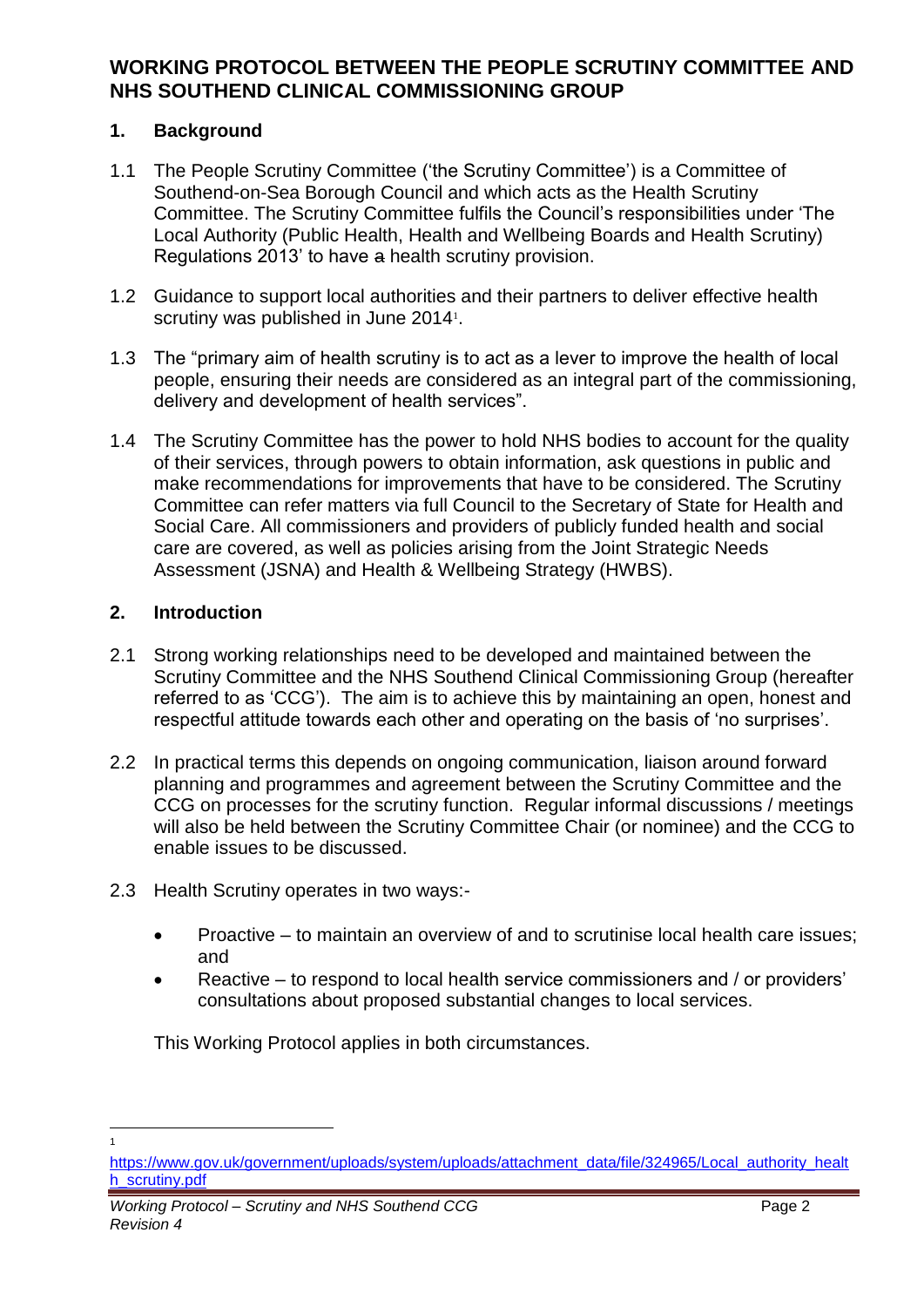# WORKING PROTOCOL BETWEEN THE PEOPLE SCRUTINY COMMITTEE AND NHS SOUTHEND CLINICAL COMMISSIONING GROUP

## 1. Background

1.1 The People Scrutiny Committee ('the Scrutiny Committee') is a Committee of Southend-on-Sea Borough Council and which acts as the Health Scrutiny Committee. The Scrutiny Committee fulfils the Council's responsibilities under 'The Local Authority (Public Health, Health and Wellbeing Boards and Health Scrutiny) Regulations 2013' to have a health scrutiny provision.

1.2 Guidance to support local authorities and their partners to deliver effective health scrutiny was published in June 2014[1].

1.3 The "primary aim of health scrutiny is to act as a lever to improve the health of local people, ensuring their needs are considered as an integral part of the commissioning, delivery and development of health services".

1.4 The Scrutiny Committee has the power to hold NHS bodies to account for the quality of their services, through powers to obtain information, ask questions in public and make recommendations for improvements that have to be considered. The Scrutiny Committee can refer matters via full Council to the Secretary of State for Health and Social Care. All commissioners and providers of publicly funded health and social care are covered, as well as policies arising from the Joint Strategic Needs Assessment (JSNA) and Health & Wellbeing Strategy (HWBS).

## 2. Introduction

2.1 Strong working relationships need to be developed and maintained between the Scrutiny Committee and the NHS Southend Clinical Commissioning Group (hereafter referred to as 'CCG'). The aim is to achieve this by maintaining an open, honest and respectful attitude towards each other and operating on the basis of 'no surprises'.

2.2 In practical terms this depends on ongoing communication, liaison around forward planning and programmes and agreement between the Scrutiny Committee and the CCG on processes for the scrutiny function. Regular informal discussions / meetings will also be held between the Scrutiny Committee Chair (or nominee) and the CCG to enable issues to be discussed.

2.3 Health Scrutiny operates in two ways:-

- Proactive – to maintain an overview of and to scrutinise local health care issues; and
- Reactive – to respond to local health service commissioners and / or providers' consultations about proposed substantial changes to local services.

This Working Protocol applies in both circumstances.

---

[1] https://www.gov.uk/government/uploads/system/uploads/attachment_data/file/324965/Local_authority_health_scrutiny.pdf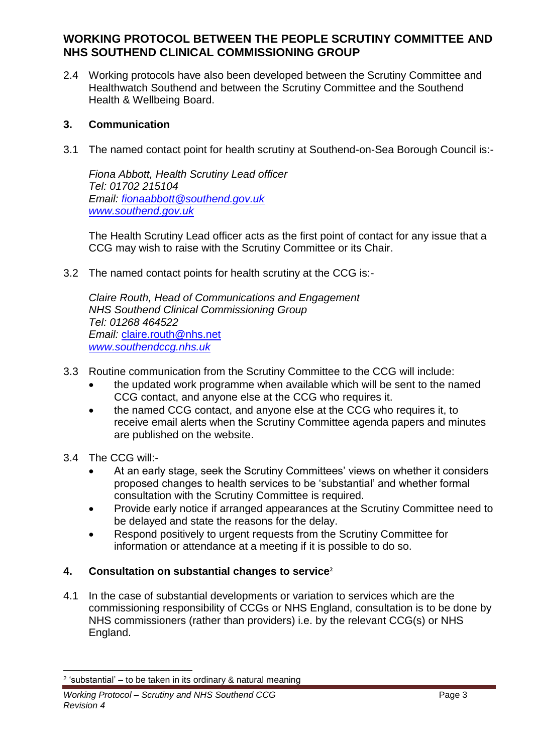2.4 Working protocols have also been developed between the Scrutiny Committee and Healthwatch Southend and between the Scrutiny Committee and the Southend Health & Wellbeing Board.

## 3. Communication

3.1 The named contact point for health scrutiny at Southend-on-Sea Borough Council is:-

*Fiona Abbott, Health Scrutiny Lead officer*
*Tel: 01702 215104*
*Email: [fionaabbott@southend.gov.uk](mailto:fionaabbott@southend.gov.uk)*
*[www.southend.gov.uk](http://www.southend.gov.uk)*

The Health Scrutiny Lead officer acts as the first point of contact for any issue that a CCG may wish to raise with the Scrutiny Committee or its Chair.

3.2 The named contact points for health scrutiny at the CCG is:-

*Claire Routh, Head of Communications and Engagement*
*NHS Southend Clinical Commissioning Group*
*Tel: 01268 464522*
*Email:* [claire.routh@nhs.net](mailto:claire.routh@nhs.net)
*[www.southendccg.nhs.uk](http://www.southendccg.nhs.uk)*

3.3 Routine communication from the Scrutiny Committee to the CCG will include:
- the updated work programme when available which will be sent to the named CCG contact, and anyone else at the CCG who requires it.
- the named CCG contact, and anyone else at the CCG who requires it, to receive email alerts when the Scrutiny Committee agenda papers and minutes are published on the website.

3.4 The CCG will:-
- At an early stage, seek the Scrutiny Committees' views on whether it considers proposed changes to health services to be 'substantial' and whether formal consultation with the Scrutiny Committee is required.
- Provide early notice if arranged appearances at the Scrutiny Committee need to be delayed and state the reasons for the delay.
- Respond positively to urgent requests from the Scrutiny Committee for information or attendance at a meeting if it is possible to do so.

## 4. Consultation on substantial changes to service[2]

4.1 In the case of substantial developments or variation to services which are the commissioning responsibility of CCGs or NHS England, consultation is to be done by NHS commissioners (rather than providers) i.e. by the relevant CCG(s) or NHS England.

[2] 'substantial' – to be taken in its ordinary & natural meaning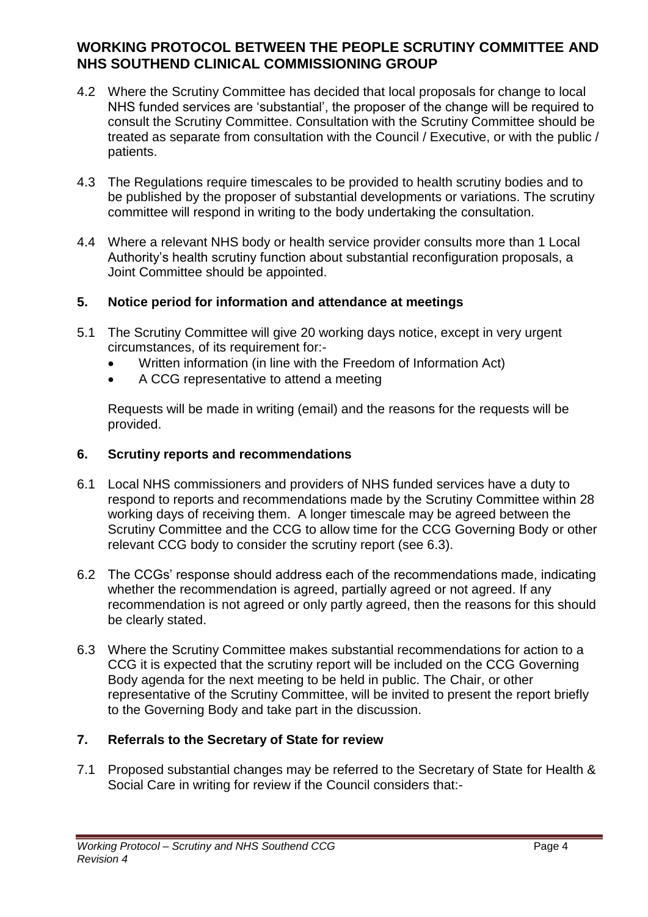# WORKING PROTOCOL BETWEEN THE PEOPLE SCRUTINY COMMITTEE AND NHS SOUTHEND CLINICAL COMMISSIONING GROUP

4.2 Where the Scrutiny Committee has decided that local proposals for change to local NHS funded services are 'substantial', the proposer of the change will be required to consult the Scrutiny Committee. Consultation with the Scrutiny Committee should be treated as separate from consultation with the Council / Executive, or with the public / patients.

4.3 The Regulations require timescales to be provided to health scrutiny bodies and to be published by the proposer of substantial developments or variations. The scrutiny committee will respond in writing to the body undertaking the consultation.

4.4 Where a relevant NHS body or health service provider consults more than 1 Local Authority's health scrutiny function about substantial reconfiguration proposals, a Joint Committee should be appointed.

## 5. Notice period for information and attendance at meetings

5.1 The Scrutiny Committee will give 20 working days notice, except in very urgent circumstances, of its requirement for:-

- Written information (in line with the Freedom of Information Act)
- A CCG representative to attend a meeting

Requests will be made in writing (email) and the reasons for the requests will be provided.

## 6. Scrutiny reports and recommendations

6.1 Local NHS commissioners and providers of NHS funded services have a duty to respond to reports and recommendations made by the Scrutiny Committee within 28 working days of receiving them. A longer timescale may be agreed between the Scrutiny Committee and the CCG to allow time for the CCG Governing Body or other relevant CCG body to consider the scrutiny report (see 6.3).

6.2 The CCGs' response should address each of the recommendations made, indicating whether the recommendation is agreed, partially agreed or not agreed. If any recommendation is not agreed or only partly agreed, then the reasons for this should be clearly stated.

6.3 Where the Scrutiny Committee makes substantial recommendations for action to a CCG it is expected that the scrutiny report will be included on the CCG Governing Body agenda for the next meeting to be held in public. The Chair, or other representative of the Scrutiny Committee, will be invited to present the report briefly to the Governing Body and take part in the discussion.

## 7. Referrals to the Secretary of State for review

7.1 Proposed substantial changes may be referred to the Secretary of State for Health & Social Care in writing for review if the Council considers that:-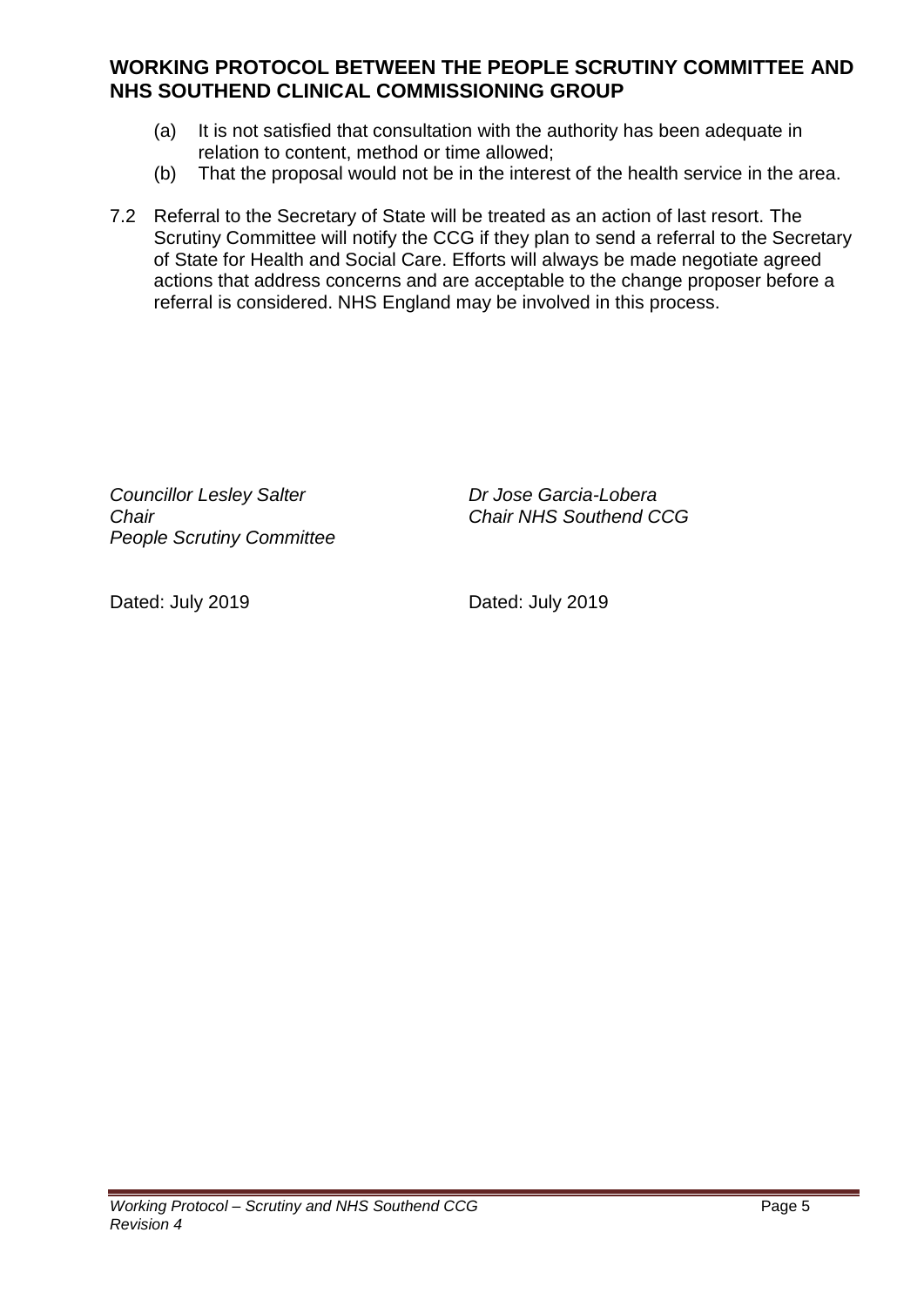(a) It is not satisfied that consultation with the authority has been adequate in relation to content, method or time allowed;

(b) That the proposal would not be in the interest of the health service in the area.

7.2 Referral to the Secretary of State will be treated as an action of last resort. The Scrutiny Committee will notify the CCG if they plan to send a referral to the Secretary of State for Health and Social Care. Efforts will always be made negotiate agreed actions that address concerns and are acceptable to the change proposer before a referral is considered. NHS England may be involved in this process.

*Councillor Lesley Salter*
*Chair*
*People Scrutiny Committee*

Dated: July 2019

*Dr Jose Garcia-Lobera*
*Chair NHS Southend CCG*

Dated: July 2019